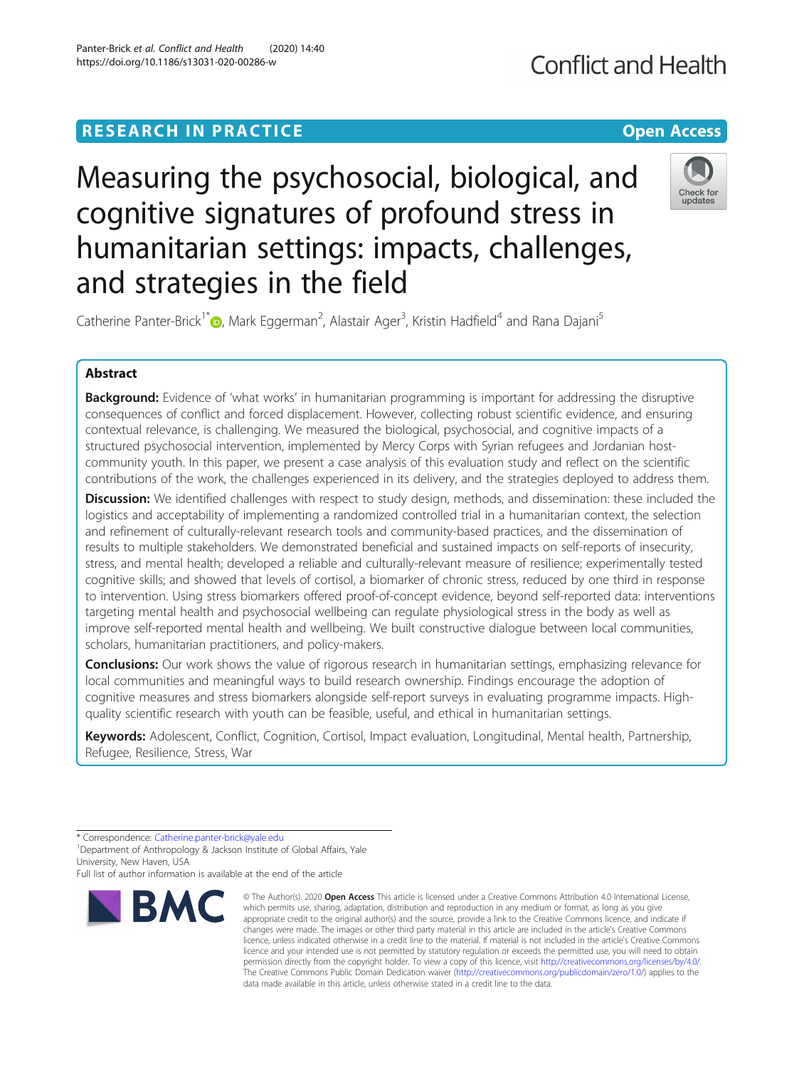RESEARCH IN PRACTICE

Open Access

# Measuring the psychosocial, biological, and cognitive signatures of profound stress in humanitarian settings: impacts, challenges, and strategies in the field

Catherine Panter-Brick[1*], Mark Eggerman[2], Alastair Ager[3], Kristin Hadfield[4] and Rana Dajani[5]

## Abstract

**Background:** Evidence of 'what works' in humanitarian programming is important for addressing the disruptive consequences of conflict and forced displacement. However, collecting robust scientific evidence, and ensuring contextual relevance, is challenging. We measured the biological, psychosocial, and cognitive impacts of a structured psychosocial intervention, implemented by Mercy Corps with Syrian refugees and Jordanian host-community youth. In this paper, we present a case analysis of this evaluation study and reflect on the scientific contributions of the work, the challenges experienced in its delivery, and the strategies deployed to address them.

**Discussion:** We identified challenges with respect to study design, methods, and dissemination: these included the logistics and acceptability of implementing a randomized controlled trial in a humanitarian context, the selection and refinement of culturally-relevant research tools and community-based practices, and the dissemination of results to multiple stakeholders. We demonstrated beneficial and sustained impacts on self-reports of insecurity, stress, and mental health; developed a reliable and culturally-relevant measure of resilience; experimentally tested cognitive skills; and showed that levels of cortisol, a biomarker of chronic stress, reduced by one third in response to intervention. Using stress biomarkers offered proof-of-concept evidence, beyond self-reported data: interventions targeting mental health and psychosocial wellbeing can regulate physiological stress in the body as well as improve self-reported mental health and wellbeing. We built constructive dialogue between local communities, scholars, humanitarian practitioners, and policy-makers.

**Conclusions:** Our work shows the value of rigorous research in humanitarian settings, emphasizing relevance for local communities and meaningful ways to build research ownership. Findings encourage the adoption of cognitive measures and stress biomarkers alongside self-report surveys in evaluating programme impacts. High-quality scientific research with youth can be feasible, useful, and ethical in humanitarian settings.

**Keywords:** Adolescent, Conflict, Cognition, Cortisol, Impact evaluation, Longitudinal, Mental health, Partnership, Refugee, Resilience, Stress, War

---

\* Correspondence: Catherine.panter-brick@yale.edu
[1]Department of Anthropology & Jackson Institute of Global Affairs, Yale University, New Haven, USA
Full list of author information is available at the end of the article

© The Author(s). 2020 **Open Access** This article is licensed under a Creative Commons Attribution 4.0 International License, which permits use, sharing, adaptation, distribution and reproduction in any medium or format, as long as you give appropriate credit to the original author(s) and the source, provide a link to the Creative Commons licence, and indicate if changes were made. The images or other third party material in this article are included in the article's Creative Commons licence, unless indicated otherwise in a credit line to the material. If material is not included in the article's Creative Commons licence and your intended use is not permitted by statutory regulation or exceeds the permitted use, you will need to obtain permission directly from the copyright holder. To view a copy of this licence, visit http://creativecommons.org/licenses/by/4.0/. The Creative Commons Public Domain Dedication waiver (http://creativecommons.org/publicdomain/zero/1.0/) applies to the data made available in this article, unless otherwise stated in a credit line to the data.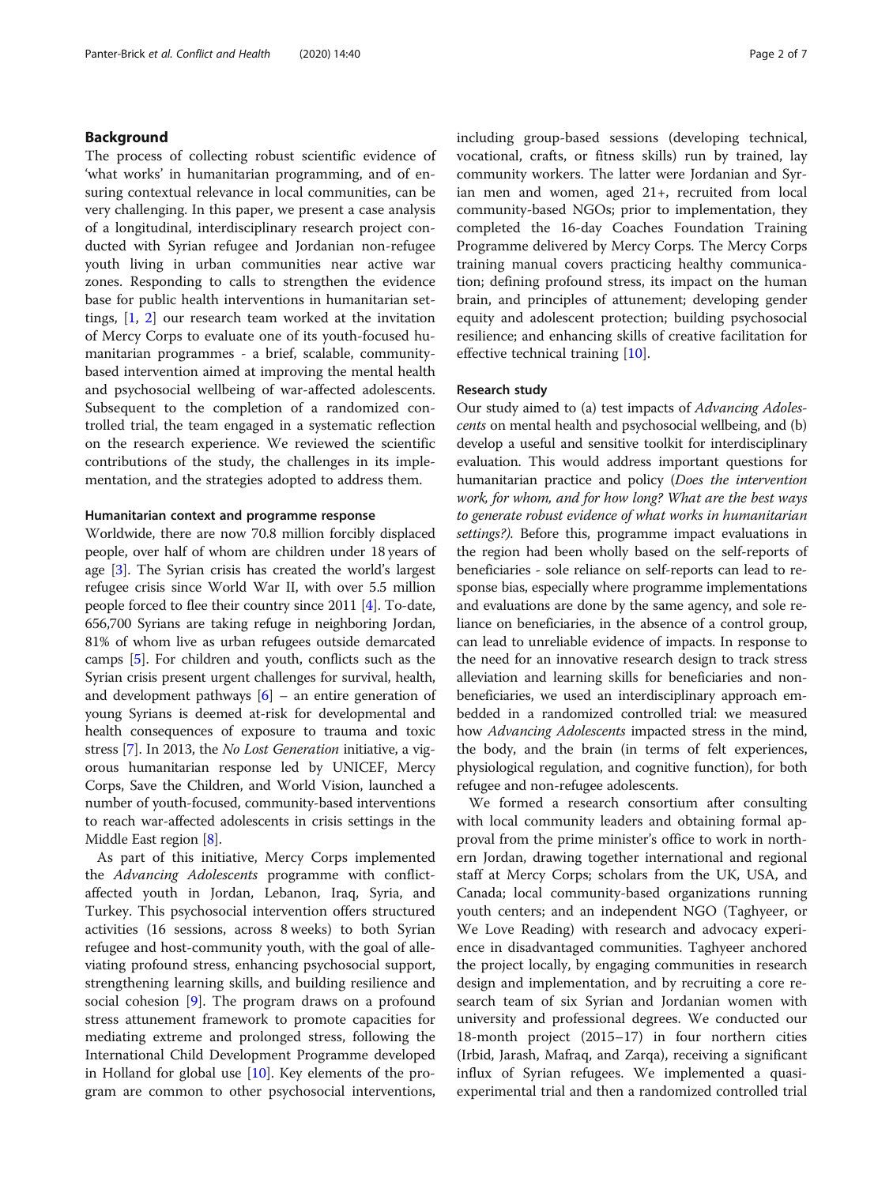## Background

The process of collecting robust scientific evidence of 'what works' in humanitarian programming, and of ensuring contextual relevance in local communities, can be very challenging. In this paper, we present a case analysis of a longitudinal, interdisciplinary research project conducted with Syrian refugee and Jordanian non-refugee youth living in urban communities near active war zones. Responding to calls to strengthen the evidence base for public health interventions in humanitarian settings, [1, 2] our research team worked at the invitation of Mercy Corps to evaluate one of its youth-focused humanitarian programmes - a brief, scalable, community-based intervention aimed at improving the mental health and psychosocial wellbeing of war-affected adolescents. Subsequent to the completion of a randomized controlled trial, the team engaged in a systematic reflection on the research experience. We reviewed the scientific contributions of the study, the challenges in its implementation, and the strategies adopted to address them.

### Humanitarian context and programme response

Worldwide, there are now 70.8 million forcibly displaced people, over half of whom are children under 18 years of age [3]. The Syrian crisis has created the world's largest refugee crisis since World War II, with over 5.5 million people forced to flee their country since 2011 [4]. To-date, 656,700 Syrians are taking refuge in neighboring Jordan, 81% of whom live as urban refugees outside demarcated camps [5]. For children and youth, conflicts such as the Syrian crisis present urgent challenges for survival, health, and development pathways [6] – an entire generation of young Syrians is deemed at-risk for developmental and health consequences of exposure to trauma and toxic stress [7]. In 2013, the *No Lost Generation* initiative, a vigorous humanitarian response led by UNICEF, Mercy Corps, Save the Children, and World Vision, launched a number of youth-focused, community-based interventions to reach war-affected adolescents in crisis settings in the Middle East region [8].

As part of this initiative, Mercy Corps implemented the *Advancing Adolescents* programme with conflict-affected youth in Jordan, Lebanon, Iraq, Syria, and Turkey. This psychosocial intervention offers structured activities (16 sessions, across 8 weeks) to both Syrian refugee and host-community youth, with the goal of alleviating profound stress, enhancing psychosocial support, strengthening learning skills, and building resilience and social cohesion [9]. The program draws on a profound stress attunement framework to promote capacities for mediating extreme and prolonged stress, following the International Child Development Programme developed in Holland for global use [10]. Key elements of the program are common to other psychosocial interventions, including group-based sessions (developing technical, vocational, crafts, or fitness skills) run by trained, lay community workers. The latter were Jordanian and Syrian men and women, aged 21+, recruited from local community-based NGOs; prior to implementation, they completed the 16-day Coaches Foundation Training Programme delivered by Mercy Corps. The Mercy Corps training manual covers practicing healthy communication; defining profound stress, its impact on the human brain, and principles of attunement; developing gender equity and adolescent protection; building psychosocial resilience; and enhancing skills of creative facilitation for effective technical training [10].

### Research study

Our study aimed to (a) test impacts of *Advancing Adolescents* on mental health and psychosocial wellbeing, and (b) develop a useful and sensitive toolkit for interdisciplinary evaluation. This would address important questions for humanitarian practice and policy (*Does the intervention work, for whom, and for how long? What are the best ways to generate robust evidence of what works in humanitarian settings?*). Before this, programme impact evaluations in the region had been wholly based on the self-reports of beneficiaries - sole reliance on self-reports can lead to response bias, especially where programme implementations and evaluations are done by the same agency, and sole reliance on beneficiaries, in the absence of a control group, can lead to unreliable evidence of impacts. In response to the need for an innovative research design to track stress alleviation and learning skills for beneficiaries and non-beneficiaries, we used an interdisciplinary approach embedded in a randomized controlled trial: we measured how *Advancing Adolescents* impacted stress in the mind, the body, and the brain (in terms of felt experiences, physiological regulation, and cognitive function), for both refugee and non-refugee adolescents.

We formed a research consortium after consulting with local community leaders and obtaining formal approval from the prime minister's office to work in northern Jordan, drawing together international and regional staff at Mercy Corps; scholars from the UK, USA, and Canada; local community-based organizations running youth centers; and an independent NGO (Taghyeer, or We Love Reading) with research and advocacy experience in disadvantaged communities. Taghyeer anchored the project locally, by engaging communities in research design and implementation, and by recruiting a core research team of six Syrian and Jordanian women with university and professional degrees. We conducted our 18-month project (2015–17) in four northern cities (Irbid, Jarash, Mafraq, and Zarqa), receiving a significant influx of Syrian refugees. We implemented a quasi-experimental trial and then a randomized controlled trial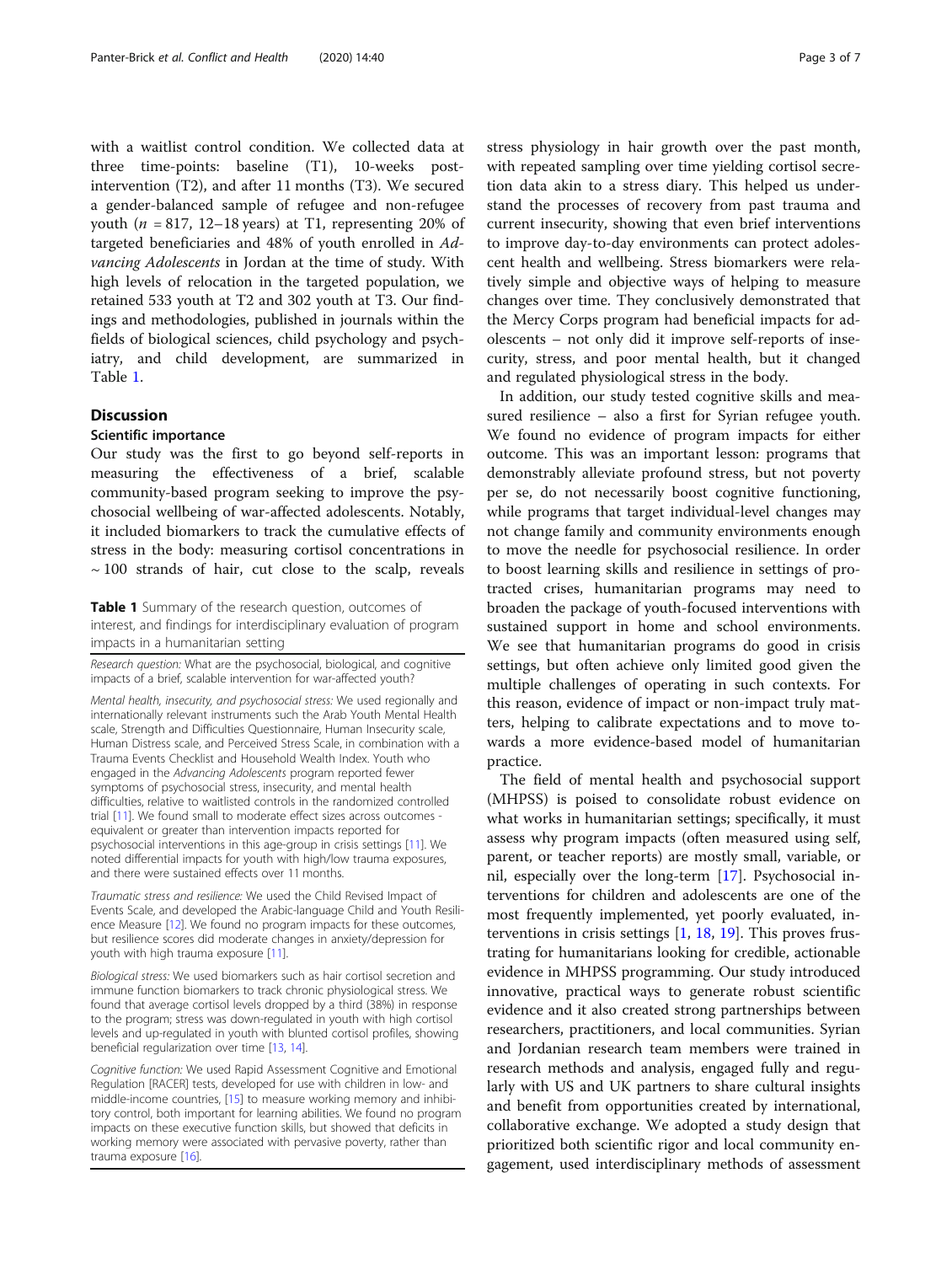with a waitlist control condition. We collected data at three time-points: baseline (T1), 10-weeks post-intervention (T2), and after 11 months (T3). We secured a gender-balanced sample of refugee and non-refugee youth ($n$ = 817, 12–18 years) at T1, representing 20% of targeted beneficiaries and 48% of youth enrolled in *Advancing Adolescents* in Jordan at the time of study. With high levels of relocation in the targeted population, we retained 533 youth at T2 and 302 youth at T3. Our findings and methodologies, published in journals within the fields of biological sciences, child psychology and psychiatry, and child development, are summarized in Table 1.

## Discussion

### Scientific importance

Our study was the first to go beyond self-reports in measuring the effectiveness of a brief, scalable community-based program seeking to improve the psychosocial wellbeing of war-affected adolescents. Notably, it included biomarkers to track the cumulative effects of stress in the body: measuring cortisol concentrations in ~ 100 strands of hair, cut close to the scalp, reveals stress physiology in hair growth over the past month, with repeated sampling over time yielding cortisol secretion data akin to a stress diary. This helped us understand the processes of recovery from past trauma and current insecurity, showing that even brief interventions to improve day-to-day environments can protect adolescent health and wellbeing. Stress biomarkers were relatively simple and objective ways of helping to measure changes over time. They conclusively demonstrated that the Mercy Corps program had beneficial impacts for adolescents – not only did it improve self-reports of insecurity, stress, and poor mental health, but it changed and regulated physiological stress in the body.

**Table 1** Summary of the research question, outcomes of interest, and findings for interdisciplinary evaluation of program impacts in a humanitarian setting

| |
|---|
| *Research question:* What are the psychosocial, biological, and cognitive impacts of a brief, scalable intervention for war-affected youth? |
| *Mental health, insecurity, and psychosocial stress:* We used regionally and internationally relevant instruments such the Arab Youth Mental Health scale, Strength and Difficulties Questionnaire, Human Insecurity scale, Human Distress scale, and Perceived Stress Scale, in combination with a Trauma Events Checklist and Household Wealth Index. Youth who engaged in the *Advancing Adolescents* program reported fewer symptoms of psychosocial stress, insecurity, and mental health difficulties, relative to waitlisted controls in the randomized controlled trial [11]. We found small to moderate effect sizes across outcomes - equivalent or greater than intervention impacts reported for psychosocial interventions in this age-group in crisis settings [11]. We noted differential impacts for youth with high/low trauma exposures, and there were sustained effects over 11 months. |
| *Traumatic stress and resilience:* We used the Child Revised Impact of Events Scale, and developed the Arabic-language Child and Youth Resilience Measure [12]. We found no program impacts for these outcomes, but resilience scores did moderate changes in anxiety/depression for youth with high trauma exposure [11]. |
| *Biological stress:* We used biomarkers such as hair cortisol secretion and immune function biomarkers to track chronic physiological stress. We found that average cortisol levels dropped by a third (38%) in response to the program; stress was down-regulated in youth with high cortisol levels and up-regulated in youth with blunted cortisol profiles, showing beneficial regularization over time [13, 14]. |
| *Cognitive function:* We used Rapid Assessment Cognitive and Emotional Regulation [RACER] tests, developed for use with children in low- and middle-income countries, [15] to measure working memory and inhibitory control, both important for learning abilities. We found no program impacts on these executive function skills, but showed that deficits in working memory were associated with pervasive poverty, rather than trauma exposure [16]. |

In addition, our study tested cognitive skills and measured resilience – also a first for Syrian refugee youth. We found no evidence of program impacts for either outcome. This was an important lesson: programs that demonstrably alleviate profound stress, but not poverty per se, do not necessarily boost cognitive functioning, while programs that target individual-level changes may not change family and community environments enough to move the needle for psychosocial resilience. In order to boost learning skills and resilience in settings of protracted crises, humanitarian programs may need to broaden the package of youth-focused interventions with sustained support in home and school environments. We see that humanitarian programs do good in crisis settings, but often achieve only limited good given the multiple challenges of operating in such contexts. For this reason, evidence of impact or non-impact truly matters, helping to calibrate expectations and to move towards a more evidence-based model of humanitarian practice.

The field of mental health and psychosocial support (MHPSS) is poised to consolidate robust evidence on what works in humanitarian settings; specifically, it must assess why program impacts (often measured using self, parent, or teacher reports) are mostly small, variable, or nil, especially over the long-term [17]. Psychosocial interventions for children and adolescents are one of the most frequently implemented, yet poorly evaluated, interventions in crisis settings [1, 18, 19]. This proves frustrating for humanitarians looking for credible, actionable evidence in MHPSS programming. Our study introduced innovative, practical ways to generate robust scientific evidence and it also created strong partnerships between researchers, practitioners, and local communities. Syrian and Jordanian research team members were trained in research methods and analysis, engaged fully and regularly with US and UK partners to share cultural insights and benefit from opportunities created by international, collaborative exchange. We adopted a study design that prioritized both scientific rigor and local community engagement, used interdisciplinary methods of assessment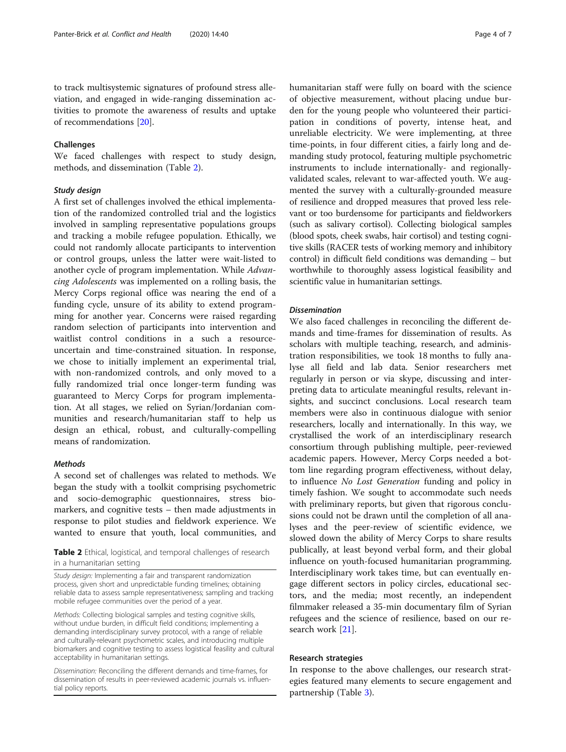to track multisystemic signatures of profound stress alleviation, and engaged in wide-ranging dissemination activities to promote the awareness of results and uptake of recommendations [20].

## Challenges

We faced challenges with respect to study design, methods, and dissemination (Table 2).

### Study design

A first set of challenges involved the ethical implementation of the randomized controlled trial and the logistics involved in sampling representative populations groups and tracking a mobile refugee population. Ethically, we could not randomly allocate participants to intervention or control groups, unless the latter were wait-listed to another cycle of program implementation. While *Advancing Adolescents* was implemented on a rolling basis, the Mercy Corps regional office was nearing the end of a funding cycle, unsure of its ability to extend programming for another year. Concerns were raised regarding random selection of participants into intervention and waitlist control conditions in a such a resource-uncertain and time-constrained situation. In response, we chose to initially implement an experimental trial, with non-randomized controls, and only moved to a fully randomized trial once longer-term funding was guaranteed to Mercy Corps for program implementation. At all stages, we relied on Syrian/Jordanian communities and research/humanitarian staff to help us design an ethical, robust, and culturally-compelling means of randomization.

### Methods

A second set of challenges was related to methods. We began the study with a toolkit comprising psychometric and socio-demographic questionnaires, stress biomarkers, and cognitive tests – then made adjustments in response to pilot studies and fieldwork experience. We wanted to ensure that youth, local communities, and humanitarian staff were fully on board with the science of objective measurement, without placing undue burden for the young people who volunteered their participation in conditions of poverty, intense heat, and unreliable electricity. We were implementing, at three time-points, in four different cities, a fairly long and demanding study protocol, featuring multiple psychometric instruments to include internationally- and regionally-validated scales, relevant to war-affected youth. We augmented the survey with a culturally-grounded measure of resilience and dropped measures that proved less relevant or too burdensome for participants and fieldworkers (such as salivary cortisol). Collecting biological samples (blood spots, cheek swabs, hair cortisol) and testing cognitive skills (RACER tests of working memory and inhibitory control) in difficult field conditions was demanding – but worthwhile to thoroughly assess logistical feasibility and scientific value in humanitarian settings.

**Table 2** Ethical, logistical, and temporal challenges of research in a humanitarian setting

| |
|---|
| *Study design:* Implementing a fair and transparent randomization process, given short and unpredictable funding timelines; obtaining reliable data to assess sample representativeness; sampling and tracking mobile refugee communities over the period of a year. |
| *Methods:* Collecting biological samples and testing cognitive skills, without undue burden, in difficult field conditions; implementing a demanding interdisciplinary survey protocol, with a range of reliable and culturally-relevant psychometric scales, and introducing multiple biomarkers and cognitive testing to assess logistical feasibility and cultural acceptability in humanitarian settings. |
| *Dissemination:* Reconciling the different demands and time-frames, for dissemination of results in peer-reviewed academic journals vs. influential policy reports. |

### Dissemination

We also faced challenges in reconciling the different demands and time-frames for dissemination of results. As scholars with multiple teaching, research, and administration responsibilities, we took 18 months to fully analyse all field and lab data. Senior researchers met regularly in person or via skype, discussing and interpreting data to articulate meaningful results, relevant insights, and succinct conclusions. Local research team members were also in continuous dialogue with senior researchers, locally and internationally. In this way, we crystallised the work of an interdisciplinary research consortium through publishing multiple, peer-reviewed academic papers. However, Mercy Corps needed a bottom line regarding program effectiveness, without delay, to influence *No Lost Generation* funding and policy in timely fashion. We sought to accommodate such needs with preliminary reports, but given that rigorous conclusions could not be drawn until the completion of all analyses and the peer-review of scientific evidence, we slowed down the ability of Mercy Corps to share results publically, at least beyond verbal form, and their global influence on youth-focused humanitarian programming. Interdisciplinary work takes time, but can eventually engage different sectors in policy circles, educational sectors, and the media; most recently, an independent filmmaker released a 35-min documentary film of Syrian refugees and the science of resilience, based on our research work [21].

## Research strategies

In response to the above challenges, our research strategies featured many elements to secure engagement and partnership (Table 3).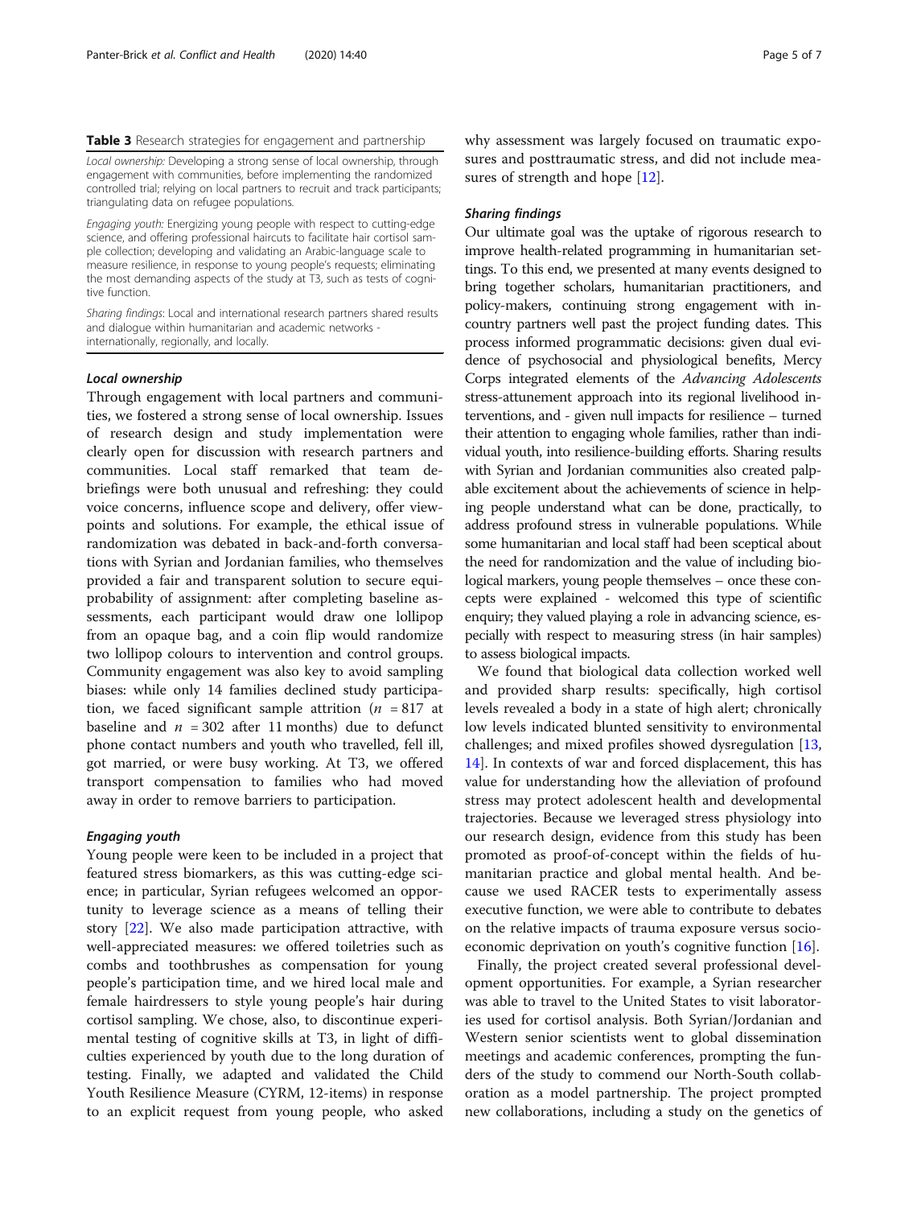**Table 3** Research strategies for engagement and partnership

*Local ownership:* Developing a strong sense of local ownership, through engagement with communities, before implementing the randomized controlled trial; relying on local partners to recruit and track participants; triangulating data on refugee populations.

*Engaging youth:* Energizing young people with respect to cutting-edge science, and offering professional haircuts to facilitate hair cortisol sample collection; developing and validating an Arabic-language scale to measure resilience, in response to young people's requests; eliminating the most demanding aspects of the study at T3, such as tests of cognitive function.

*Sharing findings*: Local and international research partners shared results and dialogue within humanitarian and academic networks - internationally, regionally, and locally.

#### *Local ownership*

Through engagement with local partners and communities, we fostered a strong sense of local ownership. Issues of research design and study implementation were clearly open for discussion with research partners and communities. Local staff remarked that team debriefings were both unusual and refreshing: they could voice concerns, influence scope and delivery, offer viewpoints and solutions. For example, the ethical issue of randomization was debated in back-and-forth conversations with Syrian and Jordanian families, who themselves provided a fair and transparent solution to secure equiprobability of assignment: after completing baseline assessments, each participant would draw one lollipop from an opaque bag, and a coin flip would randomize two lollipop colours to intervention and control groups. Community engagement was also key to avoid sampling biases: while only 14 families declined study participation, we faced significant sample attrition ($n$ = 817 at baseline and $n$ = 302 after 11 months) due to defunct phone contact numbers and youth who travelled, fell ill, got married, or were busy working. At T3, we offered transport compensation to families who had moved away in order to remove barriers to participation.

#### *Engaging youth*

Young people were keen to be included in a project that featured stress biomarkers, as this was cutting-edge science; in particular, Syrian refugees welcomed an opportunity to leverage science as a means of telling their story [22]. We also made participation attractive, with well-appreciated measures: we offered toiletries such as combs and toothbrushes as compensation for young people's participation time, and we hired local male and female hairdressers to style young people's hair during cortisol sampling. We chose, also, to discontinue experimental testing of cognitive skills at T3, in light of difficulties experienced by youth due to the long duration of testing. Finally, we adapted and validated the Child Youth Resilience Measure (CYRM, 12-items) in response to an explicit request from young people, who asked why assessment was largely focused on traumatic exposures and posttraumatic stress, and did not include measures of strength and hope [12].

#### *Sharing findings*

Our ultimate goal was the uptake of rigorous research to improve health-related programming in humanitarian settings. To this end, we presented at many events designed to bring together scholars, humanitarian practitioners, and policy-makers, continuing strong engagement with in-country partners well past the project funding dates. This process informed programmatic decisions: given dual evidence of psychosocial and physiological benefits, Mercy Corps integrated elements of the *Advancing Adolescents* stress-attunement approach into its regional livelihood interventions, and - given null impacts for resilience – turned their attention to engaging whole families, rather than individual youth, into resilience-building efforts. Sharing results with Syrian and Jordanian communities also created palpable excitement about the achievements of science in helping people understand what can be done, practically, to address profound stress in vulnerable populations. While some humanitarian and local staff had been sceptical about the need for randomization and the value of including biological markers, young people themselves – once these concepts were explained - welcomed this type of scientific enquiry; they valued playing a role in advancing science, especially with respect to measuring stress (in hair samples) to assess biological impacts.

We found that biological data collection worked well and provided sharp results: specifically, high cortisol levels revealed a body in a state of high alert; chronically low levels indicated blunted sensitivity to environmental challenges; and mixed profiles showed dysregulation [13, 14]. In contexts of war and forced displacement, this has value for understanding how the alleviation of profound stress may protect adolescent health and developmental trajectories. Because we leveraged stress physiology into our research design, evidence from this study has been promoted as proof-of-concept within the fields of humanitarian practice and global mental health. And because we used RACER tests to experimentally assess executive function, we were able to contribute to debates on the relative impacts of trauma exposure versus socioeconomic deprivation on youth's cognitive function [16].

Finally, the project created several professional development opportunities. For example, a Syrian researcher was able to travel to the United States to visit laboratories used for cortisol analysis. Both Syrian/Jordanian and Western senior scientists went to global dissemination meetings and academic conferences, prompting the funders of the study to commend our North-South collaboration as a model partnership. The project prompted new collaborations, including a study on the genetics of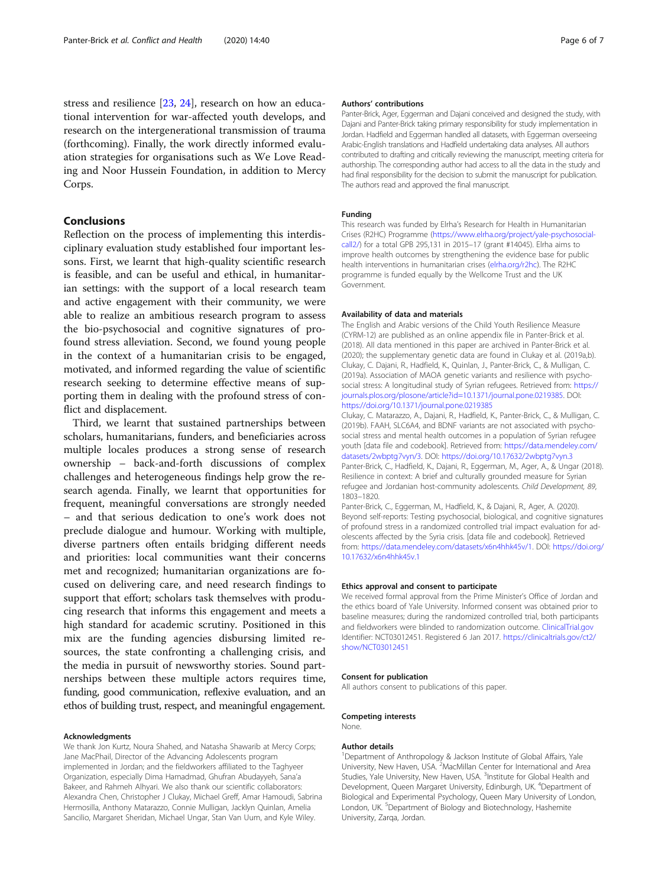stress and resilience [23, 24], research on how an educational intervention for war-affected youth develops, and research on the intergenerational transmission of trauma (forthcoming). Finally, the work directly informed evaluation strategies for organisations such as We Love Reading and Noor Hussein Foundation, in addition to Mercy Corps.

## Conclusions

Reflection on the process of implementing this interdisciplinary evaluation study established four important lessons. First, we learnt that high-quality scientific research is feasible, and can be useful and ethical, in humanitarian settings: with the support of a local research team and active engagement with their community, we were able to realize an ambitious research program to assess the bio-psychosocial and cognitive signatures of profound stress alleviation. Second, we found young people in the context of a humanitarian crisis to be engaged, motivated, and informed regarding the value of scientific research seeking to determine effective means of supporting them in dealing with the profound stress of conflict and displacement.

Third, we learnt that sustained partnerships between scholars, humanitarians, funders, and beneficiaries across multiple locales produces a strong sense of research ownership – back-and-forth discussions of complex challenges and heterogeneous findings help grow the research agenda. Finally, we learnt that opportunities for frequent, meaningful conversations are strongly needed – and that serious dedication to one's work does not preclude dialogue and humour. Working with multiple, diverse partners often entails bridging different needs and priorities: local communities want their concerns met and recognized; humanitarian organizations are focused on delivering care, and need research findings to support that effort; scholars task themselves with producing research that informs this engagement and meets a high standard for academic scrutiny. Positioned in this mix are the funding agencies disbursing limited resources, the state confronting a challenging crisis, and the media in pursuit of newsworthy stories. Sound partnerships between these multiple actors requires time, funding, good communication, reflexive evaluation, and an ethos of building trust, respect, and meaningful engagement.

#### Acknowledgments

We thank Jon Kurtz, Noura Shahed, and Natasha Shawarib at Mercy Corps; Jane MacPhail, Director of the Advancing Adolescents program implemented in Jordan; and the fieldworkers affiliated to the Taghyeer Organization, especially Dima Hamadmad, Ghufran Abudayyeh, Sana'a Bakeer, and Rahmeh Alhyari. We also thank our scientific collaborators: Alexandra Chen, Christopher J Clukay, Michael Greff, Amar Hamoudi, Sabrina Hermosilla, Anthony Matarazzo, Connie Mulligan, Jacklyn Quinlan, Amelia Sancilio, Margaret Sheridan, Michael Ungar, Stan Van Uum, and Kyle Wiley.

#### Authors' contributions

Panter-Brick, Ager, Eggerman and Dajani conceived and designed the study, with Dajani and Panter-Brick taking primary responsibility for study implementation in Jordan. Hadfield and Eggerman handled all datasets, with Eggerman overseeing Arabic-English translations and Hadfield undertaking data analyses. All authors contributed to drafting and critically reviewing the manuscript, meeting criteria for authorship. The corresponding author had access to all the data in the study and had final responsibility for the decision to submit the manuscript for publication. The authors read and approved the final manuscript.

#### Funding

This research was funded by Elrha's Research for Health in Humanitarian Crises (R2HC) Programme (https://www.elrha.org/project/yale-psychosocial-call2/) for a total GPB 295,131 in 2015–17 (grant #14045). Elrha aims to improve health outcomes by strengthening the evidence base for public health interventions in humanitarian crises (elrha.org/r2hc). The R2HC programme is funded equally by the Wellcome Trust and the UK Government.

#### Availability of data and materials

The English and Arabic versions of the Child Youth Resilience Measure (CYRM-12) are published as an online appendix file in Panter-Brick et al. (2018). All data mentioned in this paper are archived in Panter-Brick et al. (2020); the supplementary genetic data are found in Clukay et al. (2019a,b). Clukay, C. Dajani, R., Hadfield, K., Quinlan, J., Panter-Brick, C., & Mulligan, C. (2019a). Association of MAOA genetic variants and resilience with psychosocial stress: A longitudinal study of Syrian refugees. Retrieved from: https://journals.plos.org/plosone/article?id=10.1371/journal.pone.0219385. DOI: https://doi.org/10.1371/journal.pone.0219385

Clukay, C. Matarazzo, A., Dajani, R., Hadfield, K., Panter-Brick, C., & Mulligan, C. (2019b). FAAH, SLC6A4, and BDNF variants are not associated with psychosocial stress and mental health outcomes in a population of Syrian refugee youth [data file and codebook]. Retrieved from: https://data.mendeley.com/datasets/2wbptg7vyn/3. DOI: https://doi.org/10.17632/2wbptg7vyn.3

Panter-Brick, C., Hadfield, K., Dajani, R., Eggerman, M., Ager, A., & Ungar (2018). Resilience in context: A brief and culturally grounded measure for Syrian refugee and Jordanian host-community adolescents. *Child Development, 89*, 1803–1820.

Panter-Brick, C., Eggerman, M., Hadfield, K., & Dajani, R., Ager, A. (2020). Beyond self-reports: Testing psychosocial, biological, and cognitive signatures of profound stress in a randomized controlled trial impact evaluation for adolescents affected by the Syria crisis. [data file and codebook]. Retrieved from: https://data.mendeley.com/datasets/x6n4hhk45v/1. DOI: https://doi.org/10.17632/x6n4hhk45v.1

#### Ethics approval and consent to participate

We received formal approval from the Prime Minister's Office of Jordan and the ethics board of Yale University. Informed consent was obtained prior to baseline measures; during the randomized controlled trial, both participants and fieldworkers were blinded to randomization outcome. ClinicalTrial.gov Identifier: NCT03012451. Registered 6 Jan 2017. https://clinicaltrials.gov/ct2/show/NCT03012451

#### Consent for publication

All authors consent to publications of this paper.

#### Competing interests

None.

#### Author details

[1]Department of Anthropology & Jackson Institute of Global Affairs, Yale University, New Haven, USA. [2]MacMillan Center for International and Area Studies, Yale University, New Haven, USA. [3]Institute for Global Health and Development, Queen Margaret University, Edinburgh, UK. [4]Department of Biological and Experimental Psychology, Queen Mary University of London, London, UK. [5]Department of Biology and Biotechnology, Hashemite University, Zarqa, Jordan.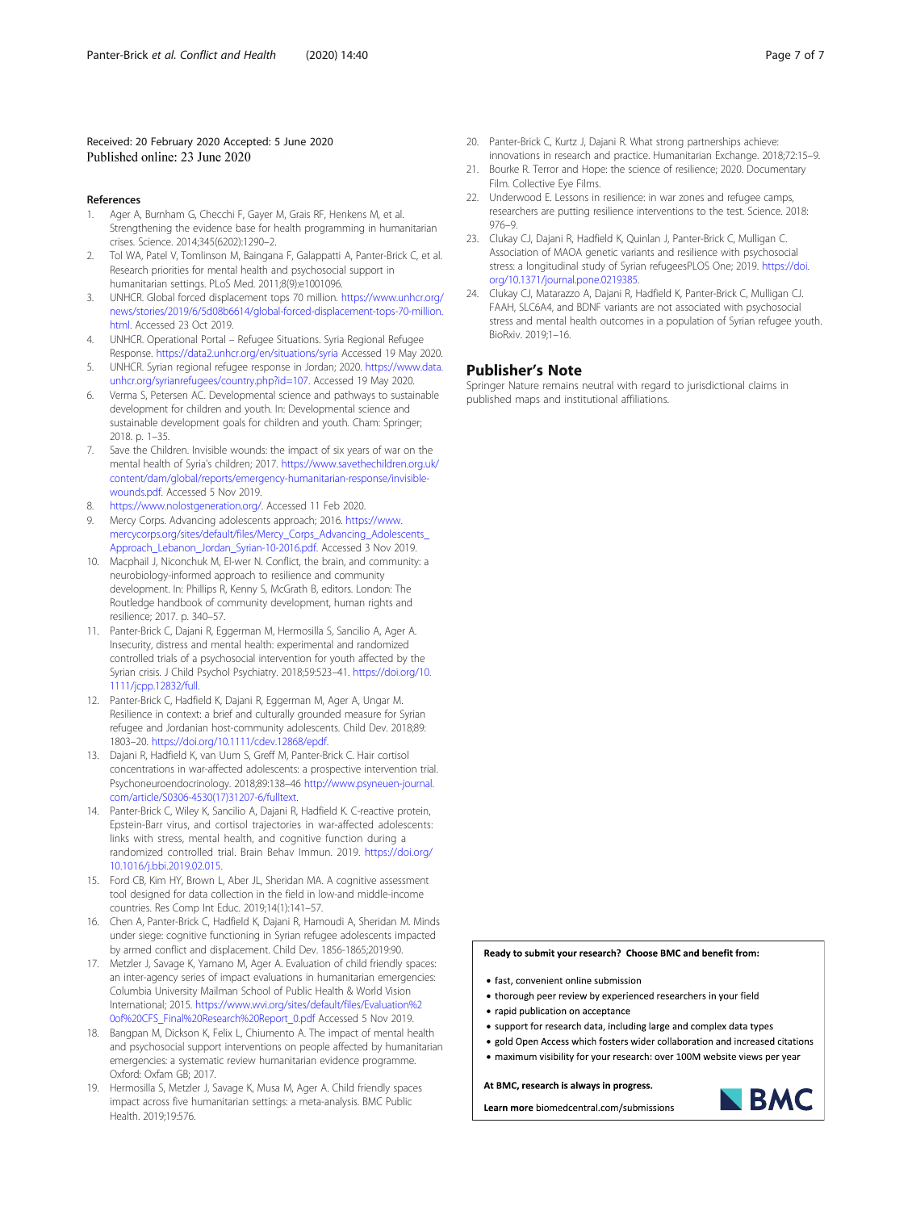Received: 20 February 2020 Accepted: 5 June 2020
Published online: 23 June 2020

## References

1. Ager A, Burnham G, Checchi F, Gayer M, Grais RF, Henkens M, et al. Strengthening the evidence base for health programming in humanitarian crises. Science. 2014;345(6202):1290–2.
2. Tol WA, Patel V, Tomlinson M, Baingana F, Galappatti A, Panter-Brick C, et al. Research priorities for mental health and psychosocial support in humanitarian settings. PLoS Med. 2011;8(9):e1001096.
3. UNHCR. Global forced displacement tops 70 million. https://www.unhcr.org/news/stories/2019/6/5d08b6614/global-forced-displacement-tops-70-million.html. Accessed 23 Oct 2019.
4. UNHCR. Operational Portal – Refugee Situations. Syria Regional Refugee Response. https://data2.unhcr.org/en/situations/syria Accessed 19 May 2020.
5. UNHCR. Syrian regional refugee response in Jordan; 2020. https://www.data.unhcr.org/syrianrefugees/country.php?id=107. Accessed 19 May 2020.
6. Verma S, Petersen AC. Developmental science and pathways to sustainable development for children and youth. In: Developmental science and sustainable development goals for children and youth. Cham: Springer; 2018. p. 1–35.
7. Save the Children. Invisible wounds: the impact of six years of war on the mental health of Syria's children; 2017. https://www.savethechildren.org.uk/content/dam/global/reports/emergency-humanitarian-response/invisible-wounds.pdf. Accessed 5 Nov 2019.
8. https://www.nolostgeneration.org/. Accessed 11 Feb 2020.
9. Mercy Corps. Advancing adolescents approach; 2016. https://www.mercycorps.org/sites/default/files/Mercy_Corps_Advancing_Adolescents_Approach_Lebanon_Jordan_Syrian-10-2016.pdf. Accessed 3 Nov 2019.
10. Macphail J, Niconchuk M, El-wer N. Conflict, the brain, and community: a neurobiology-informed approach to resilience and community development. In: Phillips R, Kenny S, McGrath B, editors. London: The Routledge handbook of community development, human rights and resilience; 2017. p. 340–57.
11. Panter-Brick C, Dajani R, Eggerman M, Hermosilla S, Sancilio A, Ager A. Insecurity, distress and mental health: experimental and randomized controlled trials of a psychosocial intervention for youth affected by the Syrian crisis. J Child Psychol Psychiatry. 2018;59:523–41. https://doi.org/10.1111/jcpp.12832/full.
12. Panter-Brick C, Hadfield K, Dajani R, Eggerman M, Ager A, Ungar M. Resilience in context: a brief and culturally grounded measure for Syrian refugee and Jordanian host-community adolescents. Child Dev. 2018;89:1803–20. https://doi.org/10.1111/cdev.12868/epdf.
13. Dajani R, Hadfield K, van Uum S, Greff M, Panter-Brick C. Hair cortisol concentrations in war-affected adolescents: a prospective intervention trial. Psychoneuroendocrinology. 2018;89:138–46 http://www.psyneuen-journal.com/article/S0306-4530(17)31207-6/fulltext.
14. Panter-Brick C, Wiley K, Sancilio A, Dajani R, Hadfield K. C-reactive protein, Epstein-Barr virus, and cortisol trajectories in war-affected adolescents: links with stress, mental health, and cognitive function during a randomized controlled trial. Brain Behav Immun. 2019. https://doi.org/10.1016/j.bbi.2019.02.015.
15. Ford CB, Kim HY, Brown L, Aber JL, Sheridan MA. A cognitive assessment tool designed for data collection in the field in low-and middle-income countries. Res Comp Int Educ. 2019;14(1):141–57.
16. Chen A, Panter-Brick C, Hadfield K, Dajani R, Hamoudi A, Sheridan M. Minds under siege: cognitive functioning in Syrian refugee adolescents impacted by armed conflict and displacement. Child Dev. 1856-1865;2019:90.
17. Metzler J, Savage K, Yamano M, Ager A. Evaluation of child friendly spaces: an inter-agency series of impact evaluations in humanitarian emergencies: Columbia University Mailman School of Public Health & World Vision International; 2015. https://www.wvi.org/sites/default/files/Evaluation%20of%20CFS_Final%20Research%20Report_0.pdf Accessed 5 Nov 2019.
18. Bangpan M, Dickson K, Felix L, Chiumento A. The impact of mental health and psychosocial support interventions on people affected by humanitarian emergencies: a systematic review humanitarian evidence programme. Oxford: Oxfam GB; 2017.
19. Hermosilla S, Metzler J, Savage K, Musa M, Ager A. Child friendly spaces impact across five humanitarian settings: a meta-analysis. BMC Public Health. 2019;19:576.
20. Panter-Brick C, Kurtz J, Dajani R. What strong partnerships achieve: innovations in research and practice. Humanitarian Exchange. 2018;72:15–9.
21. Bourke R. Terror and Hope: the science of resilience; 2020. Documentary Film. Collective Eye Films.
22. Underwood E. Lessons in resilience: in war zones and refugee camps, researchers are putting resilience interventions to the test. Science. 2018: 976–9.
23. Clukay CJ, Dajani R, Hadfield K, Quinlan J, Panter-Brick C, Mulligan C. Association of MAOA genetic variants and resilience with psychosocial stress: a longitudinal study of Syrian refugeesPLOS One; 2019. https://doi.org/10.1371/journal.pone.0219385.
24. Clukay CJ, Matarazzo A, Dajani R, Hadfield K, Panter-Brick C, Mulligan CJ. FAAH, SLC6A4, and BDNF variants are not associated with psychosocial stress and mental health outcomes in a population of Syrian refugee youth. BioRxiv. 2019;1–16.

## Publisher's Note

Springer Nature remains neutral with regard to jurisdictional claims in published maps and institutional affiliations.

**Ready to submit your research? Choose BMC and benefit from:**

- fast, convenient online submission
- thorough peer review by experienced researchers in your field
- rapid publication on acceptance
- support for research data, including large and complex data types
- gold Open Access which fosters wider collaboration and increased citations
- maximum visibility for your research: over 100M website views per year

**At BMC, research is always in progress.**

**Learn more** biomedcentral.com/submissions

BMC